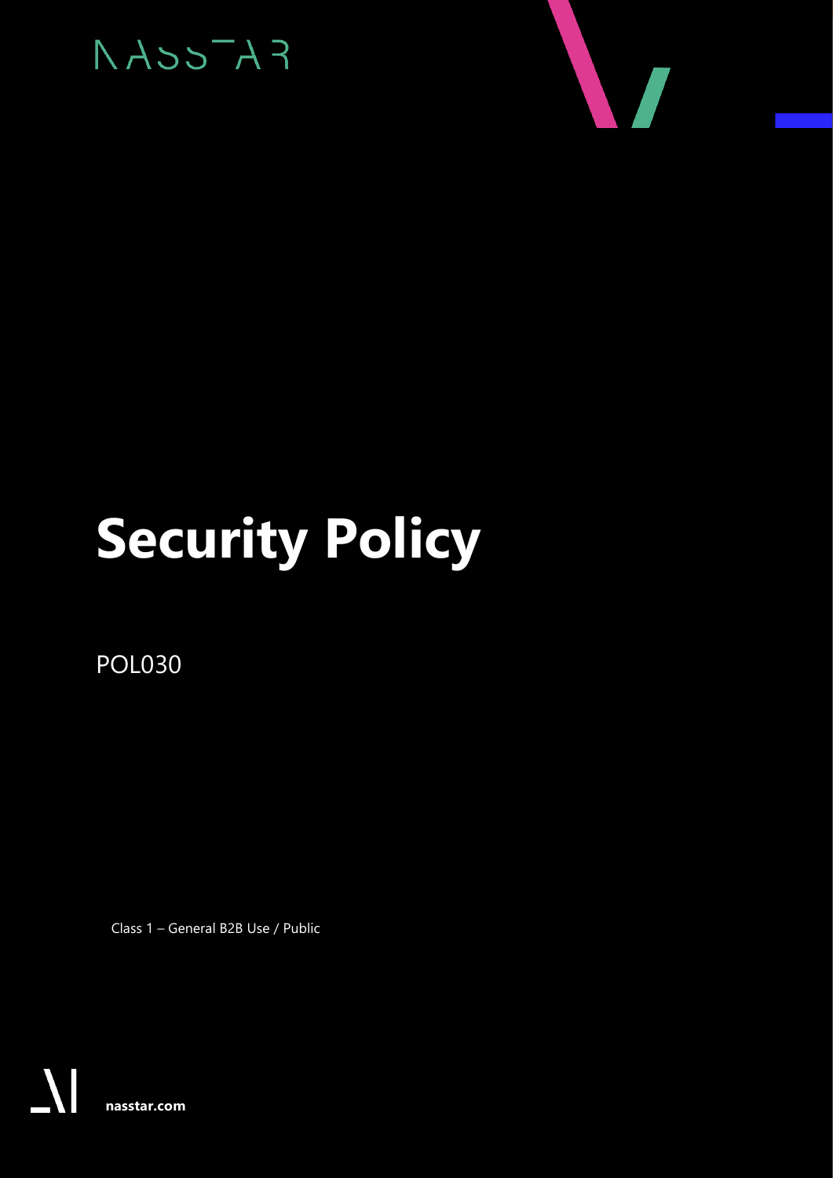NASSTAR

# Security Policy

POL030

Class 1 – General B2B Use / Public

nasstar.com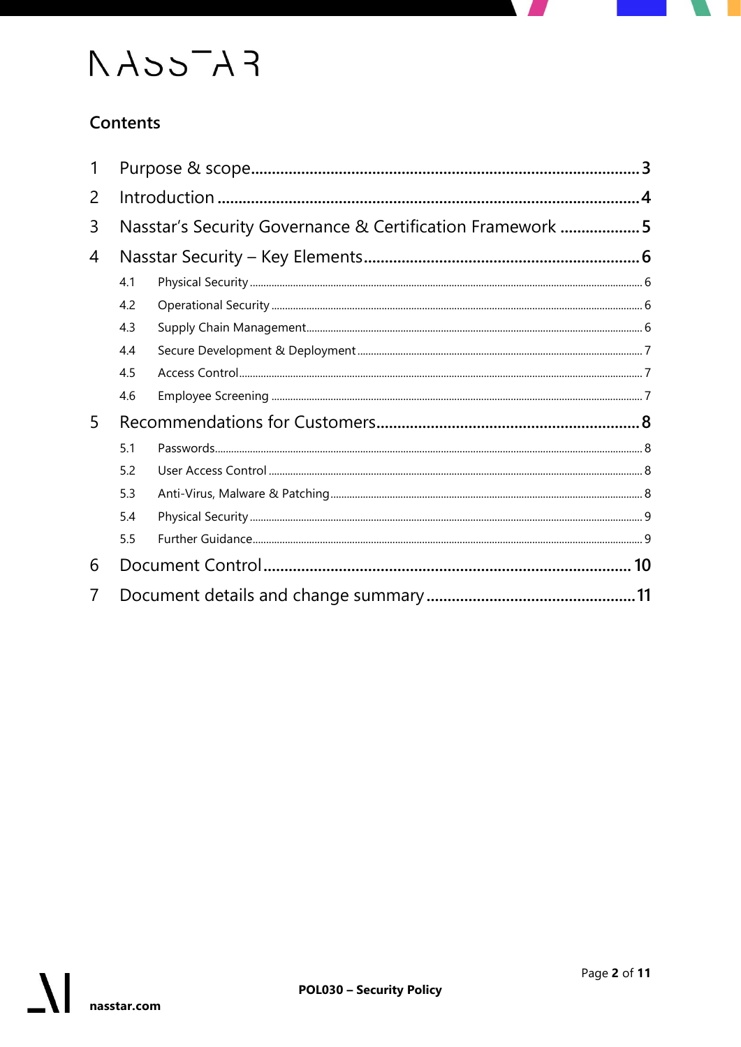## Contents

1 Purpose & scope ........................................................ 3

2 Introduction ........................................................ 4

3 Nasstar's Security Governance & Certification Framework ........................................................ 5

4 Nasstar Security – Key Elements ........................................................ 6

- 4.1 Physical Security ........................................................ 6
- 4.2 Operational Security ........................................................ 6
- 4.3 Supply Chain Management ........................................................ 6
- 4.4 Secure Development & Deployment ........................................................ 7
- 4.5 Access Control ........................................................ 7
- 4.6 Employee Screening ........................................................ 7

5 Recommendations for Customers ........................................................ 8

- 5.1 Passwords ........................................................ 8
- 5.2 User Access Control ........................................................ 8
- 5.3 Anti-Virus, Malware & Patching ........................................................ 8
- 5.4 Physical Security ........................................................ 9
- 5.5 Further Guidance ........................................................ 9

6 Document Control ........................................................ 10

7 Document details and change summary ........................................................ 11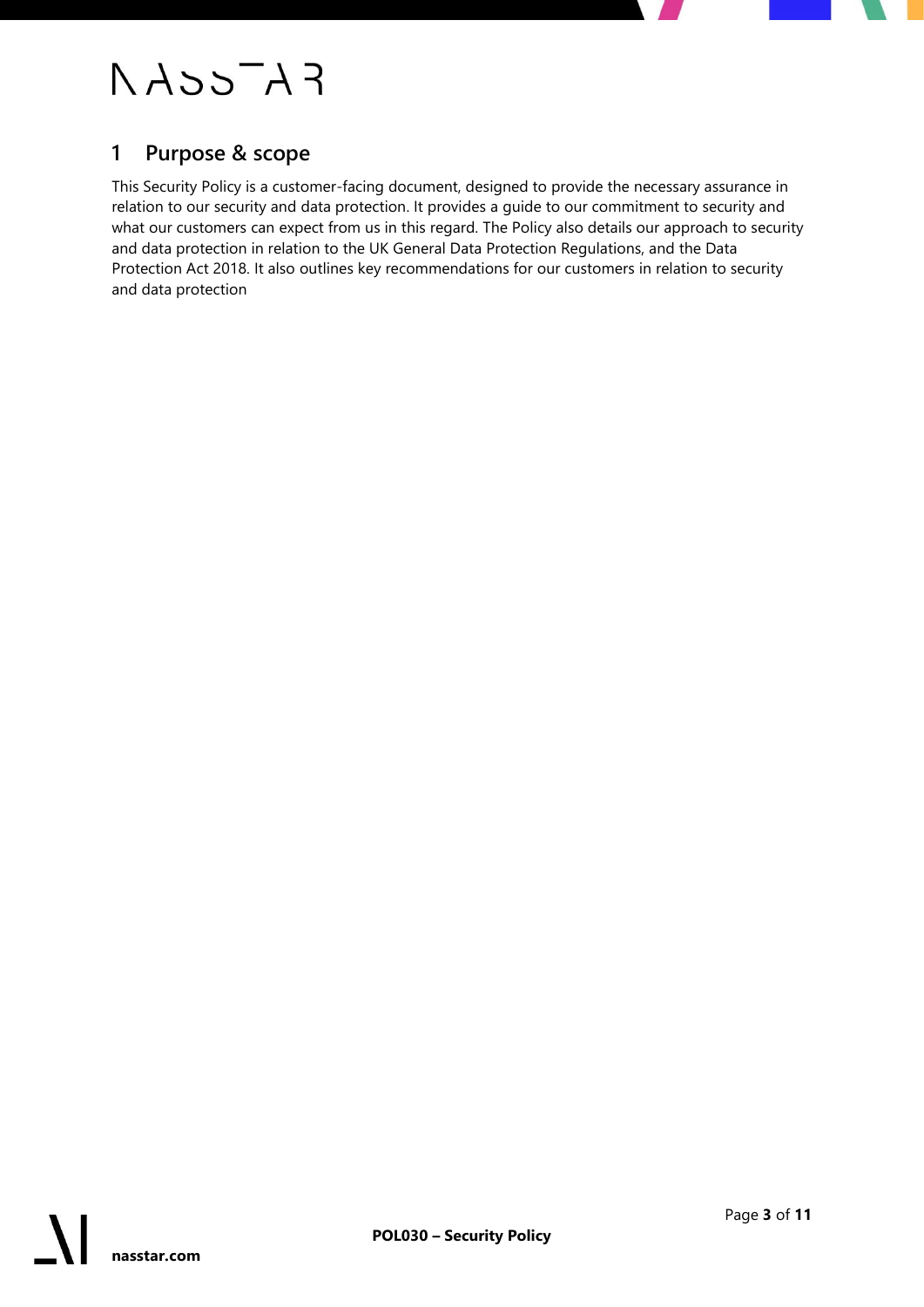## 1 Purpose & scope

This Security Policy is a customer-facing document, designed to provide the necessary assurance in relation to our security and data protection. It provides a guide to our commitment to security and what our customers can expect from us in this regard. The Policy also details our approach to security and data protection in relation to the UK General Data Protection Regulations, and the Data Protection Act 2018. It also outlines key recommendations for our customers in relation to security and data protection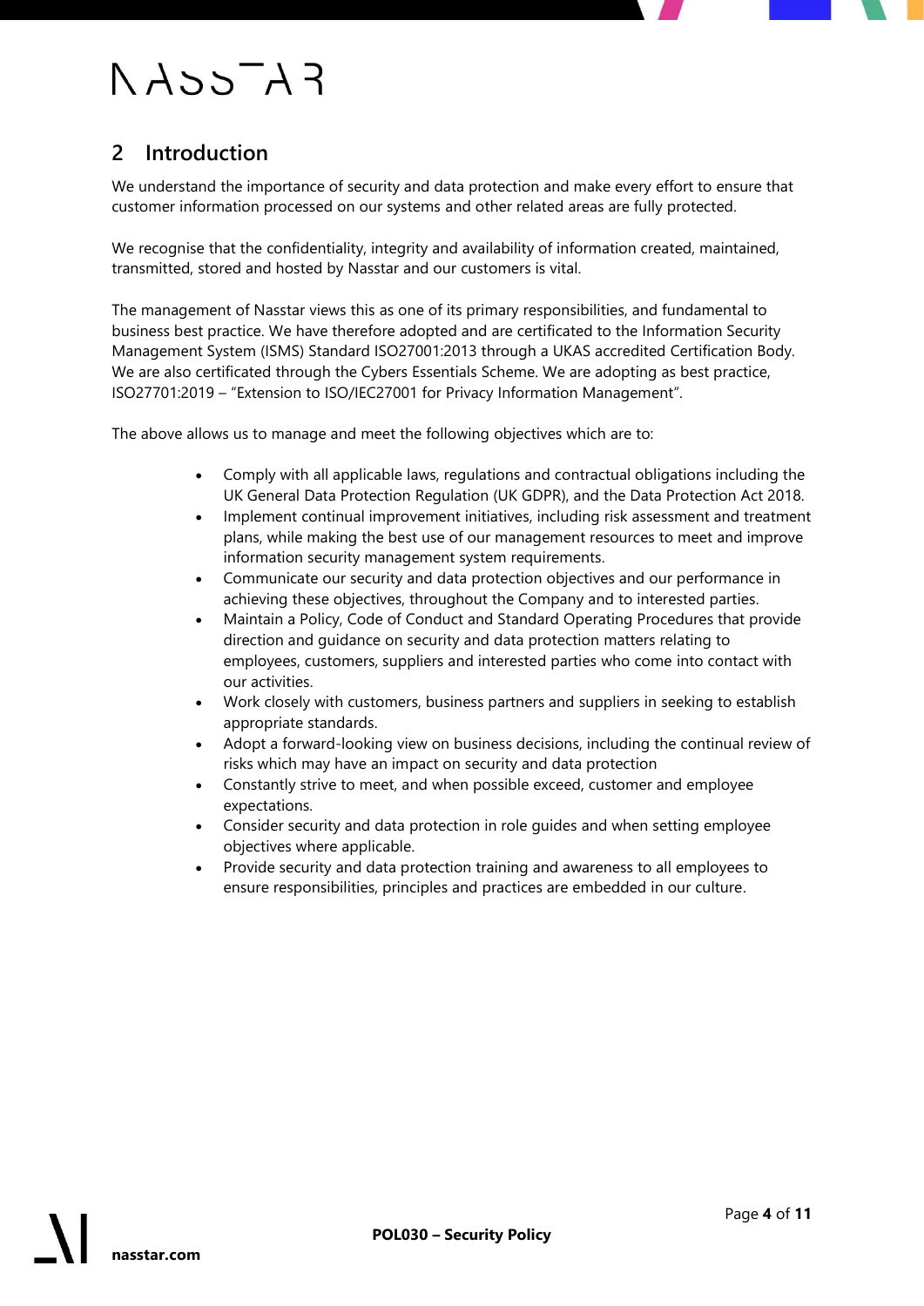## 2 Introduction

We understand the importance of security and data protection and make every effort to ensure that customer information processed on our systems and other related areas are fully protected.

We recognise that the confidentiality, integrity and availability of information created, maintained, transmitted, stored and hosted by Nasstar and our customers is vital.

The management of Nasstar views this as one of its primary responsibilities, and fundamental to business best practice. We have therefore adopted and are certificated to the Information Security Management System (ISMS) Standard ISO27001:2013 through a UKAS accredited Certification Body. We are also certificated through the Cybers Essentials Scheme. We are adopting as best practice, ISO27701:2019 – "Extension to ISO/IEC27001 for Privacy Information Management".

The above allows us to manage and meet the following objectives which are to:

- Comply with all applicable laws, regulations and contractual obligations including the UK General Data Protection Regulation (UK GDPR), and the Data Protection Act 2018.
- Implement continual improvement initiatives, including risk assessment and treatment plans, while making the best use of our management resources to meet and improve information security management system requirements.
- Communicate our security and data protection objectives and our performance in achieving these objectives, throughout the Company and to interested parties.
- Maintain a Policy, Code of Conduct and Standard Operating Procedures that provide direction and guidance on security and data protection matters relating to employees, customers, suppliers and interested parties who come into contact with our activities.
- Work closely with customers, business partners and suppliers in seeking to establish appropriate standards.
- Adopt a forward-looking view on business decisions, including the continual review of risks which may have an impact on security and data protection
- Constantly strive to meet, and when possible exceed, customer and employee expectations.
- Consider security and data protection in role guides and when setting employee objectives where applicable.
- Provide security and data protection training and awareness to all employees to ensure responsibilities, principles and practices are embedded in our culture.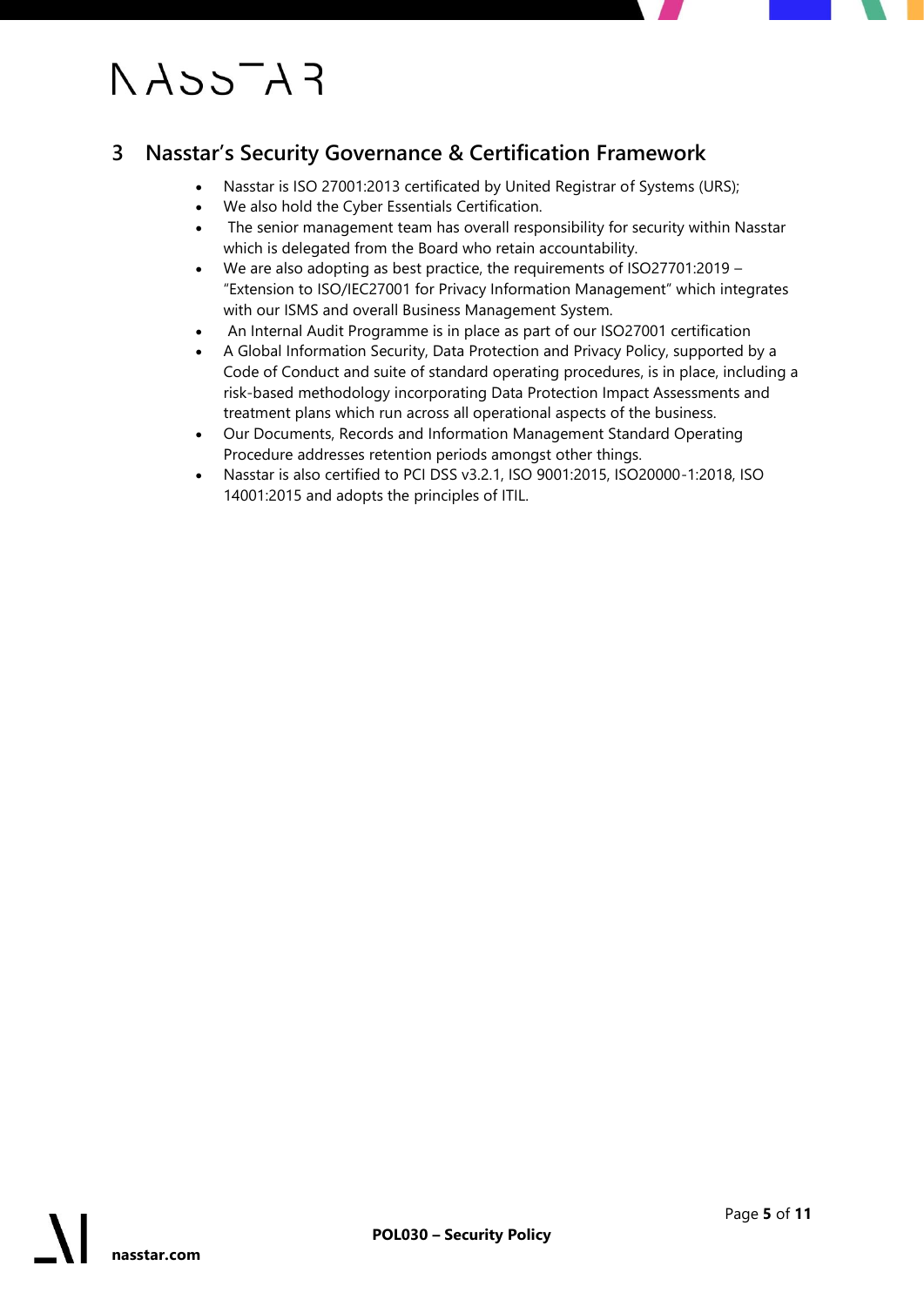## 3 Nasstar's Security Governance & Certification Framework

- Nasstar is ISO 27001:2013 certificated by United Registrar of Systems (URS);
- We also hold the Cyber Essentials Certification.
- The senior management team has overall responsibility for security within Nasstar which is delegated from the Board who retain accountability.
- We are also adopting as best practice, the requirements of ISO27701:2019 – "Extension to ISO/IEC27001 for Privacy Information Management" which integrates with our ISMS and overall Business Management System.
- An Internal Audit Programme is in place as part of our ISO27001 certification
- A Global Information Security, Data Protection and Privacy Policy, supported by a Code of Conduct and suite of standard operating procedures, is in place, including a risk-based methodology incorporating Data Protection Impact Assessments and treatment plans which run across all operational aspects of the business.
- Our Documents, Records and Information Management Standard Operating Procedure addresses retention periods amongst other things.
- Nasstar is also certified to PCI DSS v3.2.1, ISO 9001:2015, ISO20000-1:2018, ISO 14001:2015 and adopts the principles of ITIL.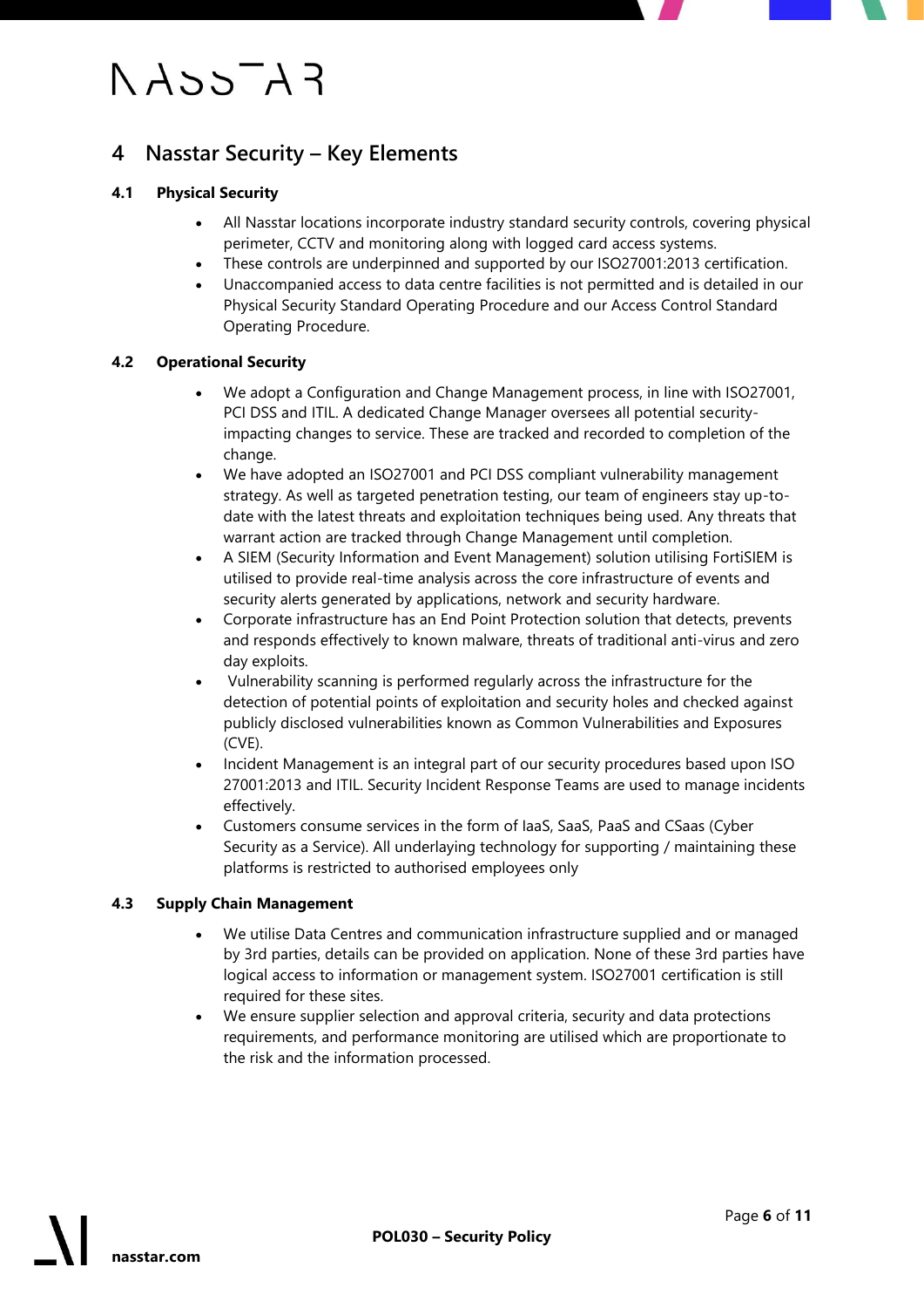# 4 Nasstar Security – Key Elements

## 4.1 Physical Security

- All Nasstar locations incorporate industry standard security controls, covering physical perimeter, CCTV and monitoring along with logged card access systems.
- These controls are underpinned and supported by our ISO27001:2013 certification.
- Unaccompanied access to data centre facilities is not permitted and is detailed in our Physical Security Standard Operating Procedure and our Access Control Standard Operating Procedure.

## 4.2 Operational Security

- We adopt a Configuration and Change Management process, in line with ISO27001, PCI DSS and ITIL. A dedicated Change Manager oversees all potential security-impacting changes to service. These are tracked and recorded to completion of the change.
- We have adopted an ISO27001 and PCI DSS compliant vulnerability management strategy. As well as targeted penetration testing, our team of engineers stay up-to-date with the latest threats and exploitation techniques being used. Any threats that warrant action are tracked through Change Management until completion.
- A SIEM (Security Information and Event Management) solution utilising FortiSIEM is utilised to provide real-time analysis across the core infrastructure of events and security alerts generated by applications, network and security hardware.
- Corporate infrastructure has an End Point Protection solution that detects, prevents and responds effectively to known malware, threats of traditional anti-virus and zero day exploits.
- Vulnerability scanning is performed regularly across the infrastructure for the detection of potential points of exploitation and security holes and checked against publicly disclosed vulnerabilities known as Common Vulnerabilities and Exposures (CVE).
- Incident Management is an integral part of our security procedures based upon ISO 27001:2013 and ITIL. Security Incident Response Teams are used to manage incidents effectively.
- Customers consume services in the form of IaaS, SaaS, PaaS and CSaas (Cyber Security as a Service). All underlaying technology for supporting / maintaining these platforms is restricted to authorised employees only

## 4.3 Supply Chain Management

- We utilise Data Centres and communication infrastructure supplied and or managed by 3rd parties, details can be provided on application. None of these 3rd parties have logical access to information or management system. ISO27001 certification is still required for these sites.
- We ensure supplier selection and approval criteria, security and data protections requirements, and performance monitoring are utilised which are proportionate to the risk and the information processed.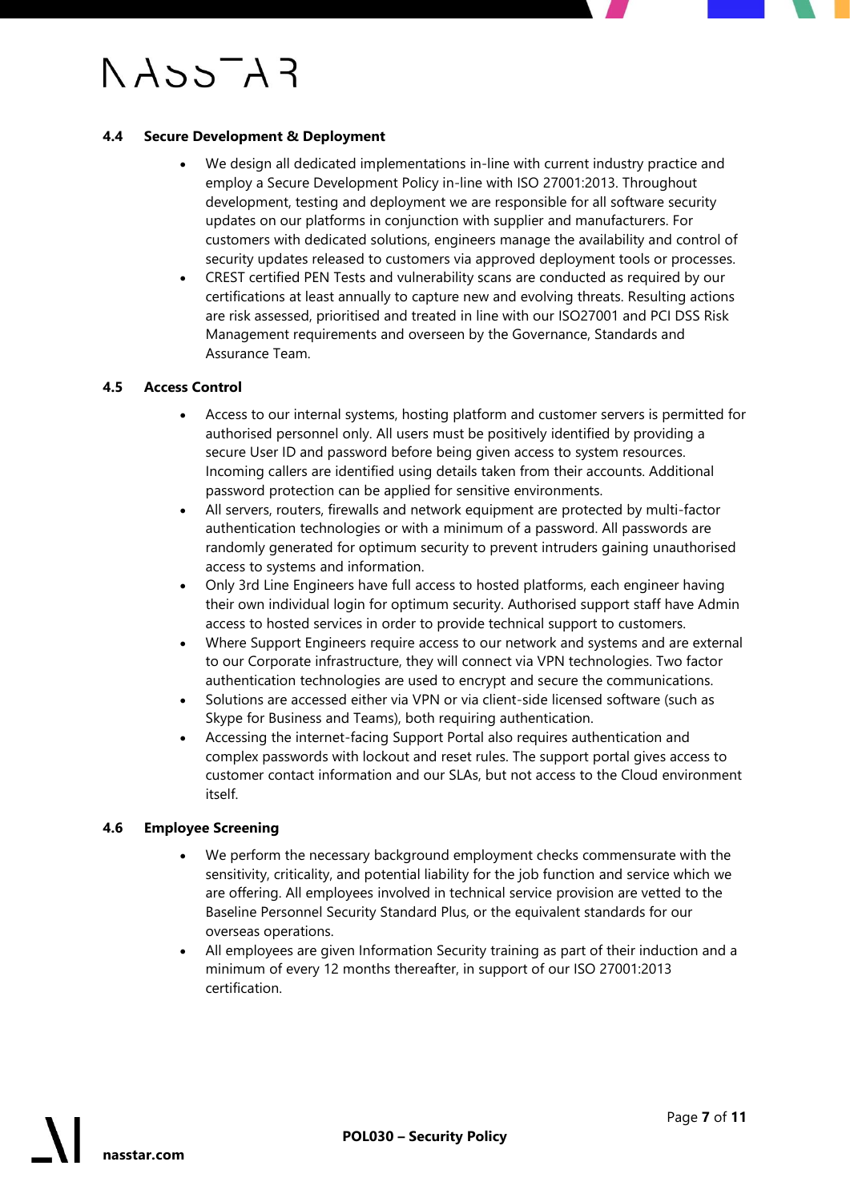### 4.4 Secure Development & Deployment

- We design all dedicated implementations in-line with current industry practice and employ a Secure Development Policy in-line with ISO 27001:2013. Throughout development, testing and deployment we are responsible for all software security updates on our platforms in conjunction with supplier and manufacturers. For customers with dedicated solutions, engineers manage the availability and control of security updates released to customers via approved deployment tools or processes.
- CREST certified PEN Tests and vulnerability scans are conducted as required by our certifications at least annually to capture new and evolving threats. Resulting actions are risk assessed, prioritised and treated in line with our ISO27001 and PCI DSS Risk Management requirements and overseen by the Governance, Standards and Assurance Team.

### 4.5 Access Control

- Access to our internal systems, hosting platform and customer servers is permitted for authorised personnel only. All users must be positively identified by providing a secure User ID and password before being given access to system resources. Incoming callers are identified using details taken from their accounts. Additional password protection can be applied for sensitive environments.
- All servers, routers, firewalls and network equipment are protected by multi-factor authentication technologies or with a minimum of a password. All passwords are randomly generated for optimum security to prevent intruders gaining unauthorised access to systems and information.
- Only 3rd Line Engineers have full access to hosted platforms, each engineer having their own individual login for optimum security. Authorised support staff have Admin access to hosted services in order to provide technical support to customers.
- Where Support Engineers require access to our network and systems and are external to our Corporate infrastructure, they will connect via VPN technologies. Two factor authentication technologies are used to encrypt and secure the communications.
- Solutions are accessed either via VPN or via client-side licensed software (such as Skype for Business and Teams), both requiring authentication.
- Accessing the internet-facing Support Portal also requires authentication and complex passwords with lockout and reset rules. The support portal gives access to customer contact information and our SLAs, but not access to the Cloud environment itself.

### 4.6 Employee Screening

- We perform the necessary background employment checks commensurate with the sensitivity, criticality, and potential liability for the job function and service which we are offering. All employees involved in technical service provision are vetted to the Baseline Personnel Security Standard Plus, or the equivalent standards for our overseas operations.
- All employees are given Information Security training as part of their induction and a minimum of every 12 months thereafter, in support of our ISO 27001:2013 certification.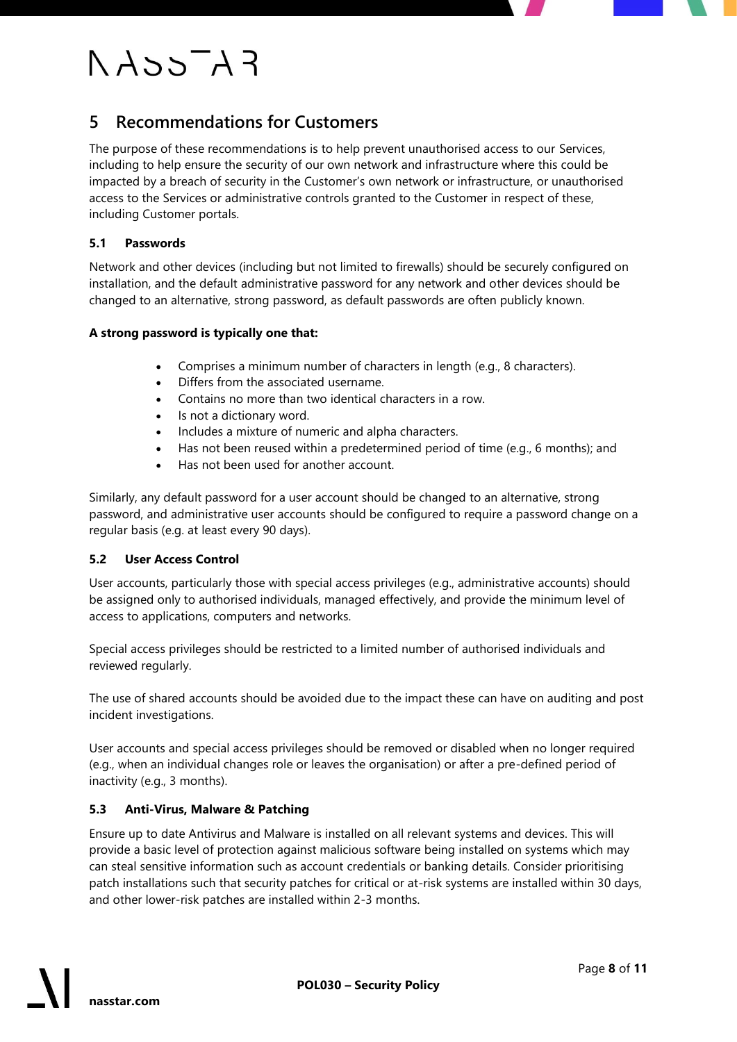## 5 Recommendations for Customers

The purpose of these recommendations is to help prevent unauthorised access to our Services, including to help ensure the security of our own network and infrastructure where this could be impacted by a breach of security in the Customer's own network or infrastructure, or unauthorised access to the Services or administrative controls granted to the Customer in respect of these, including Customer portals.

### 5.1 Passwords

Network and other devices (including but not limited to firewalls) should be securely configured on installation, and the default administrative password for any network and other devices should be changed to an alternative, strong password, as default passwords are often publicly known.

**A strong password is typically one that:**

- Comprises a minimum number of characters in length (e.g., 8 characters).
- Differs from the associated username.
- Contains no more than two identical characters in a row.
- Is not a dictionary word.
- Includes a mixture of numeric and alpha characters.
- Has not been reused within a predetermined period of time (e.g., 6 months); and
- Has not been used for another account.

Similarly, any default password for a user account should be changed to an alternative, strong password, and administrative user accounts should be configured to require a password change on a regular basis (e.g. at least every 90 days).

### 5.2 User Access Control

User accounts, particularly those with special access privileges (e.g., administrative accounts) should be assigned only to authorised individuals, managed effectively, and provide the minimum level of access to applications, computers and networks.

Special access privileges should be restricted to a limited number of authorised individuals and reviewed regularly.

The use of shared accounts should be avoided due to the impact these can have on auditing and post incident investigations.

User accounts and special access privileges should be removed or disabled when no longer required (e.g., when an individual changes role or leaves the organisation) or after a pre-defined period of inactivity (e.g., 3 months).

### 5.3 Anti-Virus, Malware & Patching

Ensure up to date Antivirus and Malware is installed on all relevant systems and devices. This will provide a basic level of protection against malicious software being installed on systems which may can steal sensitive information such as account credentials or banking details. Consider prioritising patch installations such that security patches for critical or at-risk systems are installed within 30 days, and other lower-risk patches are installed within 2-3 months.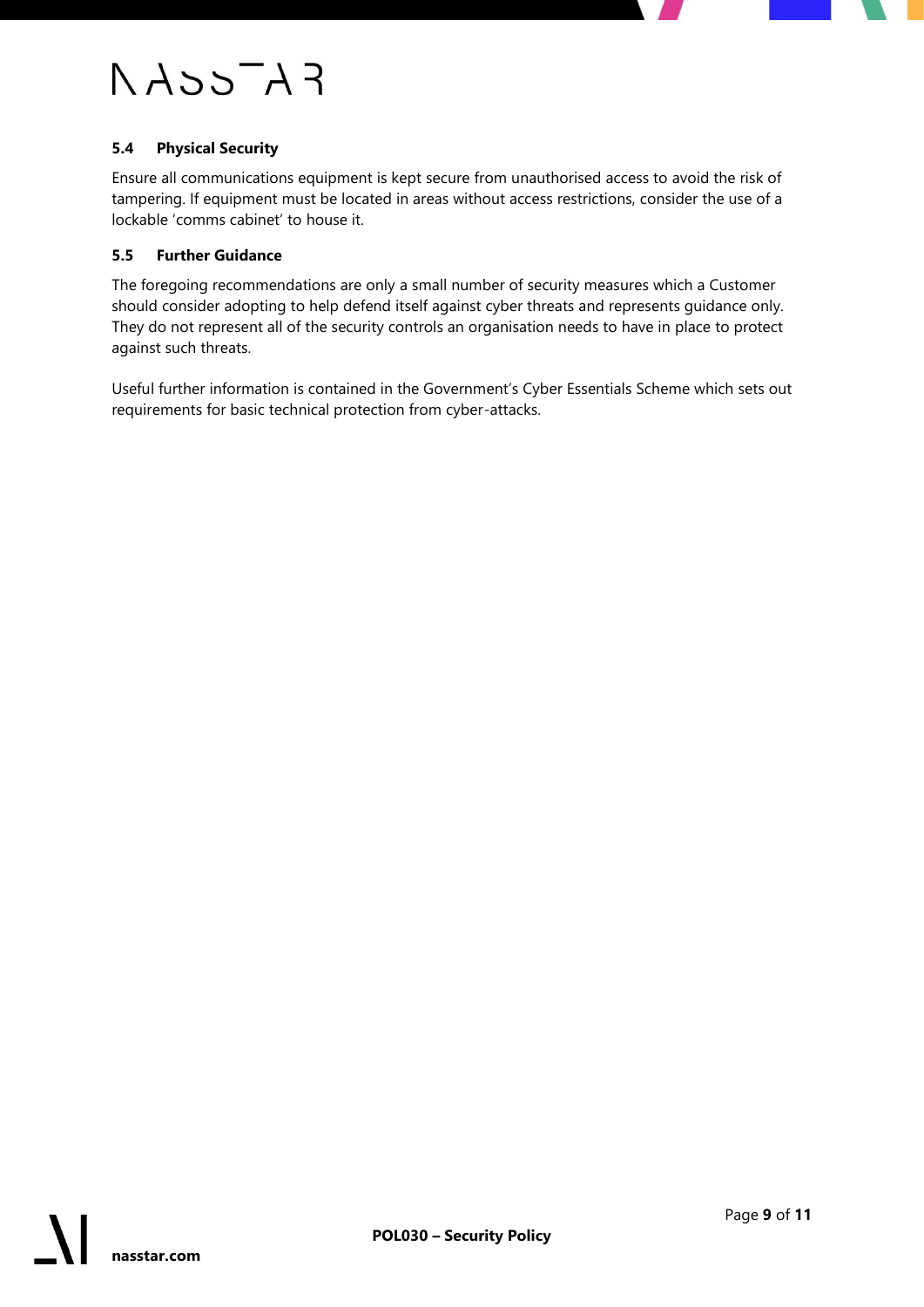### 5.4 Physical Security

Ensure all communications equipment is kept secure from unauthorised access to avoid the risk of tampering. If equipment must be located in areas without access restrictions, consider the use of a lockable 'comms cabinet' to house it.

### 5.5 Further Guidance

The foregoing recommendations are only a small number of security measures which a Customer should consider adopting to help defend itself against cyber threats and represents guidance only. They do not represent all of the security controls an organisation needs to have in place to protect against such threats.

Useful further information is contained in the Government's Cyber Essentials Scheme which sets out requirements for basic technical protection from cyber-attacks.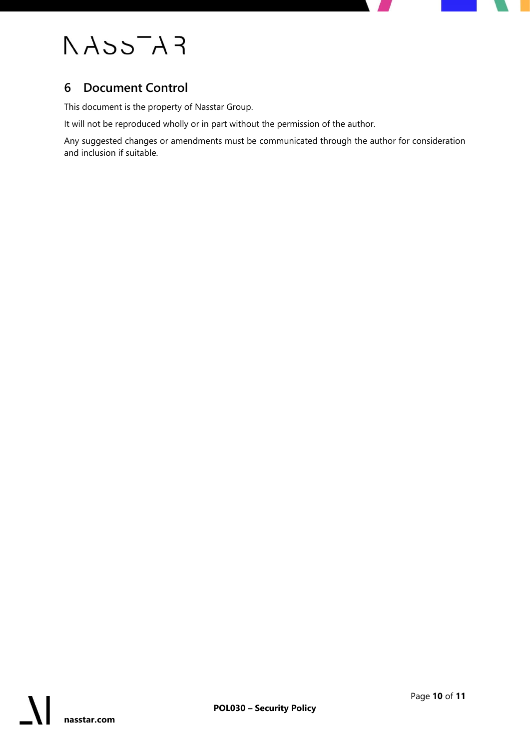## 6 Document Control

This document is the property of Nasstar Group.

It will not be reproduced wholly or in part without the permission of the author.

Any suggested changes or amendments must be communicated through the author for consideration and inclusion if suitable.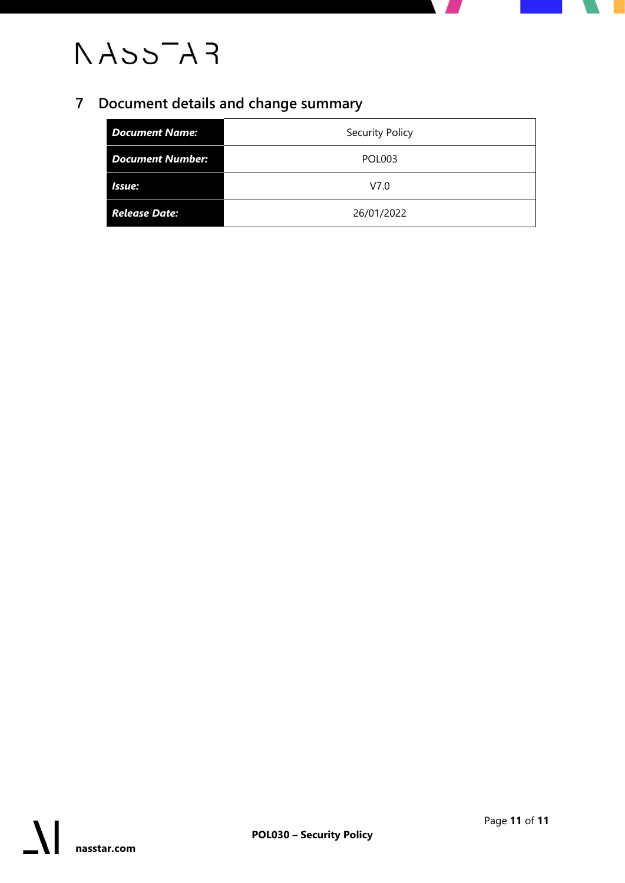## 7 Document details and change summary

| | |
|---|---|
| ***Document Name:*** | Security Policy |
| ***Document Number:*** | POL003 |
| ***Issue:*** | V7.0 |
| ***Release Date:*** | 26/01/2022 |